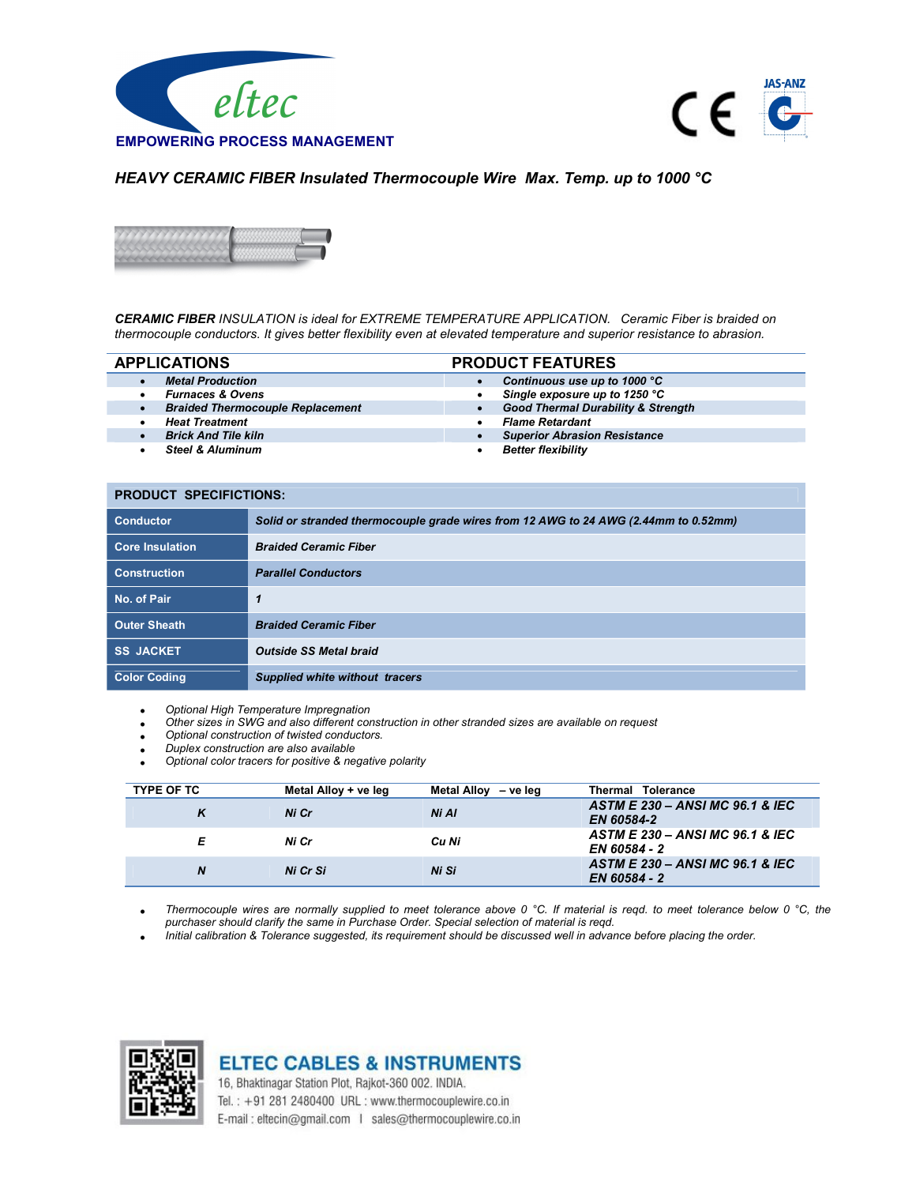eltec

**EMPOWERING PROCESS MANAGEMENT**

# *HEAVY CERAMIC FIBER Insulated Thermocouple Wire Max. Temp. up to 1000 °C*

***CERAMIC FIBER*** *INSULATION is ideal for EXTREME TEMPERATURE APPLICATION. Ceramic Fiber is braided on thermocouple conductors. It gives better flexibility even at elevated temperature and superior resistance to abrasion.*

| APPLICATIONS | PRODUCT FEATURES |
|---|---|
| • ***Metal Production*** | • ***Continuous use up to 1000 °C*** |
| • ***Furnaces & Ovens*** | • ***Single exposure up to 1250 °C*** |
| • ***Braided Thermocouple Replacement*** | • ***Good Thermal Durability & Strength*** |
| • ***Heat Treatment*** | • ***Flame Retardant*** |
| • ***Brick And Tile kiln*** | • ***Superior Abrasion Resistance*** |
| • ***Steel & Aluminum*** | • ***Better flexibility*** |

**PRODUCT SPECIFICTIONS:**

| | |
|---|---|
| **Conductor** | ***Solid or stranded thermocouple grade wires from 12 AWG to 24 AWG (2.44mm to 0.52mm)*** |
| **Core Insulation** | ***Braided Ceramic Fiber*** |
| **Construction** | ***Parallel Conductors*** |
| **No. of Pair** | ***1*** |
| **Outer Sheath** | ***Braided Ceramic Fiber*** |
| **SS JACKET** | ***Outside SS Metal braid*** |
| **Color Coding** | ***Supplied white without tracers*** |

- *Optional High Temperature Impregnation*
- *Other sizes in SWG and also different construction in other stranded sizes are available on request*
- *Optional construction of twisted conductors.*
- *Duplex construction are also available*
- *Optional color tracers for positive & negative polarity*

| TYPE OF TC | Metal Alloy + ve leg | Metal Alloy – ve leg | Thermal Tolerance |
|---|---|---|---|
| ***K*** | ***Ni Cr*** | ***Ni Al*** | ***ASTM E 230 – ANSI MC 96.1 & IEC EN 60584-2*** |
| ***E*** | ***Ni Cr*** | ***Cu Ni*** | ***ASTM E 230 – ANSI MC 96.1 & IEC EN 60584 - 2*** |
| ***N*** | ***Ni Cr Si*** | ***Ni Si*** | ***ASTM E 230 – ANSI MC 96.1 & IEC EN 60584 - 2*** |

- *Thermocouple wires are normally supplied to meet tolerance above 0 °C. If material is reqd. to meet tolerance below 0 °C, the purchaser should clarify the same in Purchase Order. Special selection of material is reqd.*
- *Initial calibration & Tolerance suggested, its requirement should be discussed well in advance before placing the order.*

**ELTEC CABLES & INSTRUMENTS**

16, Bhaktinagar Station Plot, Rajkot-360 002. INDIA.

Tel. : +91 281 2480400 URL : www.thermocouplewire.co.in

E-mail : eltecin@gmail.com I sales@thermocouplewire.co.in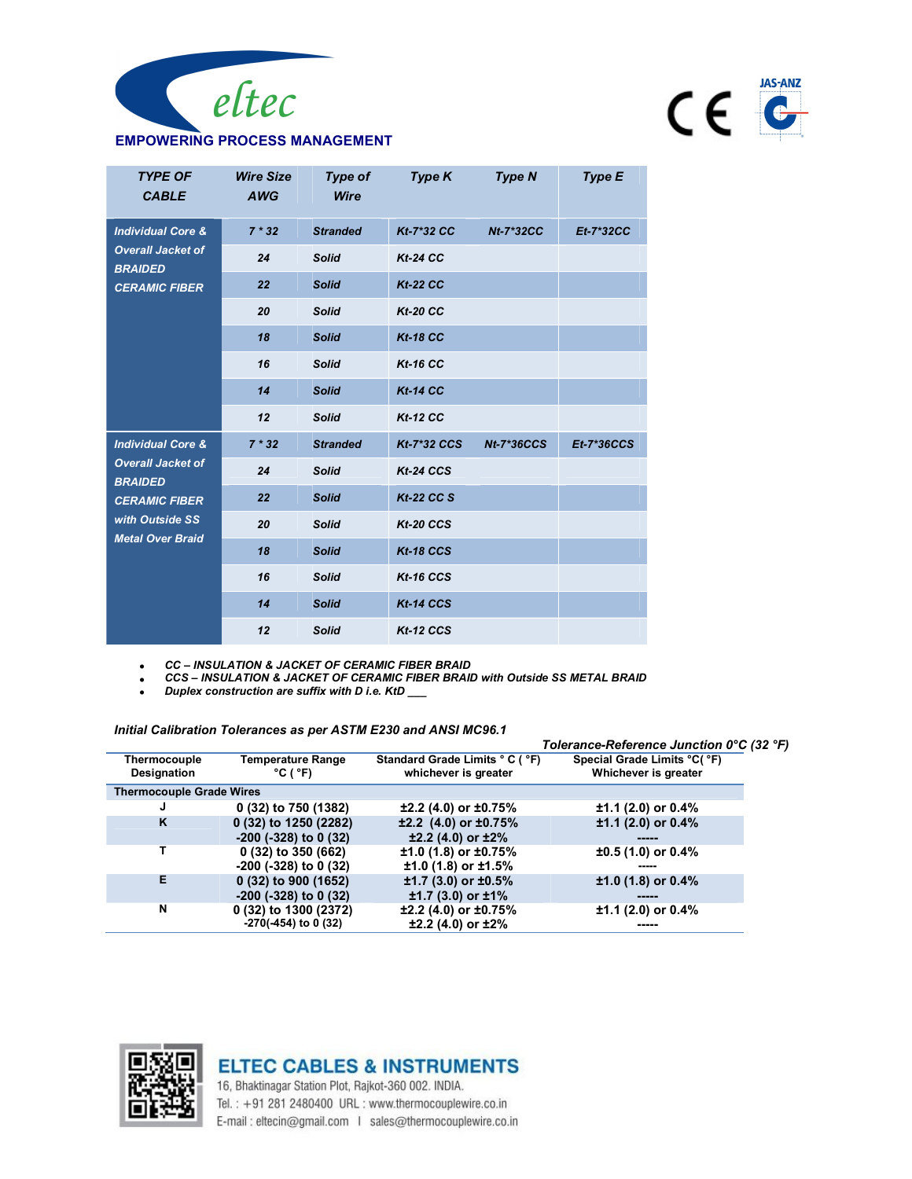eltec

**EMPOWERING PROCESS MANAGEMENT**

| TYPE OF CABLE | Wire Size AWG | Type of Wire | Type K | Type N | Type E |
|---|---|---|---|---|---|
| *Individual Core & Overall Jacket of BRAIDED CERAMIC FIBER* | *7 * 32* | *Stranded* | *Kt-7*32 CC* | *Nt-7*32CC* | *Et-7*32CC* |
| | *24* | *Solid* | *Kt-24 CC* | | |
| | *22* | *Solid* | *Kt-22 CC* | | |
| | *20* | *Solid* | *Kt-20 CC* | | |
| | *18* | *Solid* | *Kt-18 CC* | | |
| | *16* | *Solid* | *Kt-16 CC* | | |
| | *14* | *Solid* | *Kt-14 CC* | | |
| | *12* | *Solid* | *Kt-12 CC* | | |
| *Individual Core & Overall Jacket of BRAIDED CERAMIC FIBER with Outside SS Metal Over Braid* | *7 * 32* | *Stranded* | *Kt-7*32 CCS* | *Nt-7*36CCS* | *Et-7*36CCS* |
| | *24* | *Solid* | *Kt-24 CCS* | | |
| | *22* | *Solid* | *Kt-22 CC S* | | |
| | *20* | *Solid* | *Kt-20 CCS* | | |
| | *18* | *Solid* | *Kt-18 CCS* | | |
| | *16* | *Solid* | *Kt-16 CCS* | | |
| | *14* | *Solid* | *Kt-14 CCS* | | |
| | *12* | *Solid* | *Kt-12 CCS* | | |

- *CC – INSULATION & JACKET OF CERAMIC FIBER BRAID*
- *CCS – INSULATION & JACKET OF CERAMIC FIBER BRAID with Outside SS METAL BRAID*
- *Duplex construction are suffix with D i.e. KtD ___*

***Initial Calibration Tolerances as per ASTM E230 and ANSI MC96.1***

***Tolerance-Reference Junction 0°C (32 °F)***

| Thermocouple Designation | Temperature Range °C ( °F) | Standard Grade Limits ° C ( °F) whichever is greater | Special Grade Limits °C( °F) Whichever is greater |
|---|---|---|---|
| **Thermocouple Grade Wires** | | | |
| J | 0 (32) to 750 (1382) | ±2.2 (4.0) or ±0.75% | ±1.1 (2.0) or 0.4% |
| K | 0 (32) to 1250 (2282) | ±2.2 (4.0) or ±0.75% | ±1.1 (2.0) or 0.4% |
| | -200 (-328) to 0 (32) | ±2.2 (4.0) or ±2% | ----- |
| T | 0 (32) to 350 (662) | ±1.0 (1.8) or ±0.75% | ±0.5 (1.0) or 0.4% |
| | -200 (-328) to 0 (32) | ±1.0 (1.8) or ±1.5% | ----- |
| E | 0 (32) to 900 (1652) | ±1.7 (3.0) or ±0.5% | ±1.0 (1.8) or 0.4% |
| | -200 (-328) to 0 (32) | ±1.7 (3.0) or ±1% | ----- |
| N | 0 (32) to 1300 (2372) | ±2.2 (4.0) or ±0.75% | ±1.1 (2.0) or 0.4% |
| | -270(-454) to 0 (32) | ±2.2 (4.0) or ±2% | ----- |

**ELTEC CABLES & INSTRUMENTS**

16, Bhaktinagar Station Plot, Rajkot-360 002. INDIA.

Tel. : +91 281 2480400 URL : www.thermocouplewire.co.in

E-mail : eltecin@gmail.com | sales@thermocouplewire.co.in